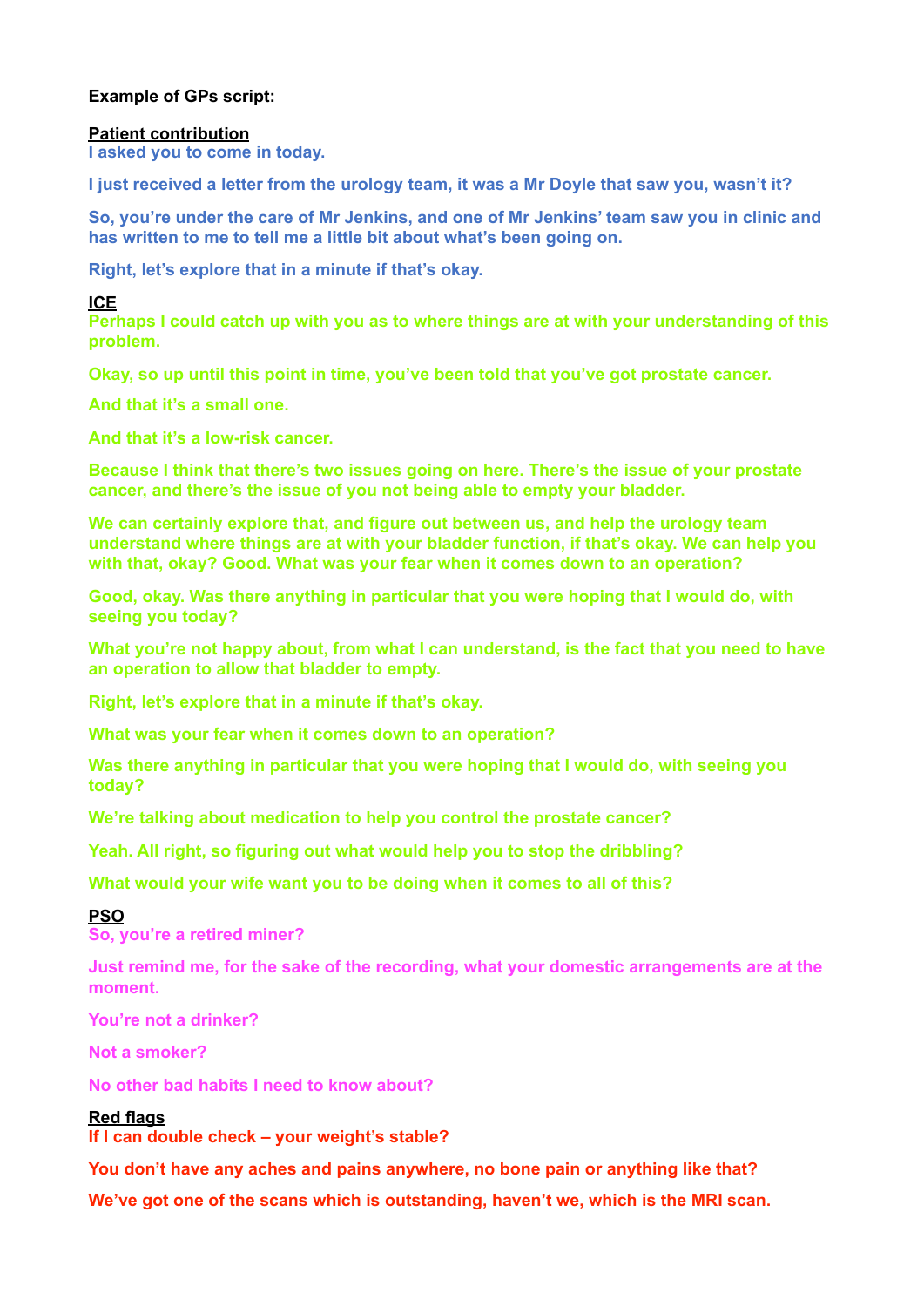**Example of GPs script:**

**Patient contribution**

**I asked you to come in today.**

**I just received a letter from the urology team, it was a Mr Doyle that saw you, wasn't it?**

**So, you're under the care of Mr Jenkins, and one of Mr Jenkins' team saw you in clinic and has written to me to tell me a little bit about what's been going on.**

**Right, let's explore that in a minute if that's okay.**

**ICE**

**Perhaps I could catch up with you as to where things are at with your understanding of this problem.**

**Okay, so up until this point in time, you've been told that you've got prostate cancer.**

**And that it's a small one.**

**And that it's a low-risk cancer.**

**Because I think that there's two issues going on here. There's the issue of your prostate cancer, and there's the issue of you not being able to empty your bladder.**

**We can certainly explore that, and figure out between us, and help the urology team understand where things are at with your bladder function, if that's okay. We can help you with that, okay? Good. What was your fear when it comes down to an operation?**

**Good, okay. Was there anything in particular that you were hoping that I would do, with seeing you today?**

**What you're not happy about, from what I can understand, is the fact that you need to have an operation to allow that bladder to empty.**

**Right, let's explore that in a minute if that's okay.**

**What was your fear when it comes down to an operation?**

**Was there anything in particular that you were hoping that I would do, with seeing you today?**

**We're talking about medication to help you control the prostate cancer?**

**Yeah. All right, so figuring out what would help you to stop the dribbling?**

**What would your wife want you to be doing when it comes to all of this?**

**PSO**

**So, you're a retired miner?**

**Just remind me, for the sake of the recording, what your domestic arrangements are at the moment.**

**You're not a drinker?**

**Not a smoker?**

**No other bad habits I need to know about?**

**Red flags**

**If I can double check – your weight's stable?**

**You don't have any aches and pains anywhere, no bone pain or anything like that?**

**We've got one of the scans which is outstanding, haven't we, which is the MRI scan.**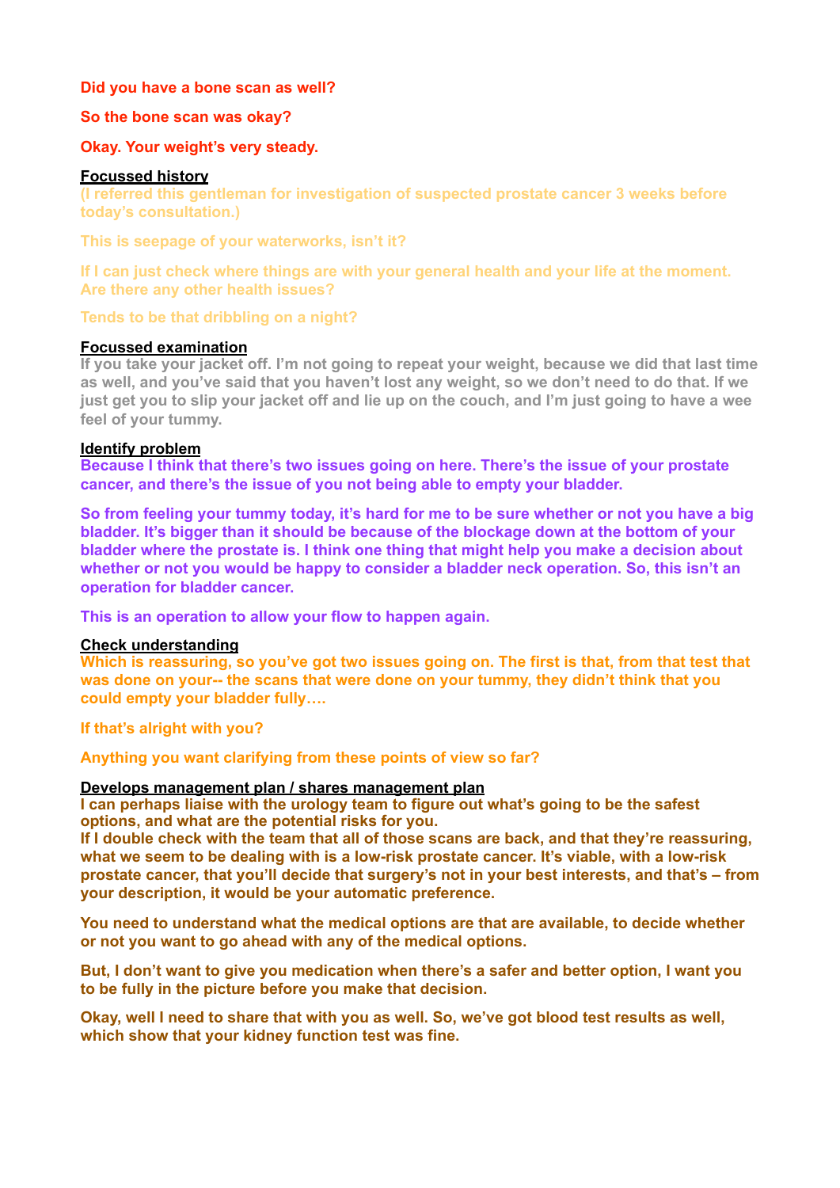**Did you have a bone scan as well?**

**So the bone scan was okay?**

**Okay. Your weight's very steady.**

**Focussed history**

**(I referred this gentleman for investigation of suspected prostate cancer 3 weeks before today's consultation.)**

**This is seepage of your waterworks, isn't it?**

**If I can just check where things are with your general health and your life at the moment. Are there any other health issues?**

**Tends to be that dribbling on a night?**

**Focussed examination**

**If you take your jacket off. I'm not going to repeat your weight, because we did that last time as well, and you've said that you haven't lost any weight, so we don't need to do that. If we just get you to slip your jacket off and lie up on the couch, and I'm just going to have a wee feel of your tummy.**

**Identify problem**

**Because I think that there's two issues going on here. There's the issue of your prostate cancer, and there's the issue of you not being able to empty your bladder.**

**So from feeling your tummy today, it's hard for me to be sure whether or not you have a big bladder. It's bigger than it should be because of the blockage down at the bottom of your bladder where the prostate is. I think one thing that might help you make a decision about whether or not you would be happy to consider a bladder neck operation. So, this isn't an operation for bladder cancer.**

**This is an operation to allow your flow to happen again.**

**Check understanding**

**Which is reassuring, so you've got two issues going on. The first is that, from that test that was done on your-- the scans that were done on your tummy, they didn't think that you could empty your bladder fully….**

**If that's alright with you?**

**Anything you want clarifying from these points of view so far?**

**Develops management plan / shares management plan**

**I can perhaps liaise with the urology team to figure out what's going to be the safest options, and what are the potential risks for you.**
**If I double check with the team that all of those scans are back, and that they're reassuring, what we seem to be dealing with is a low-risk prostate cancer. It's viable, with a low-risk prostate cancer, that you'll decide that surgery's not in your best interests, and that's – from your description, it would be your automatic preference.**

**You need to understand what the medical options are that are available, to decide whether or not you want to go ahead with any of the medical options.**

**But, I don't want to give you medication when there's a safer and better option, I want you to be fully in the picture before you make that decision.**

**Okay, well I need to share that with you as well. So, we've got blood test results as well, which show that your kidney function test was fine.**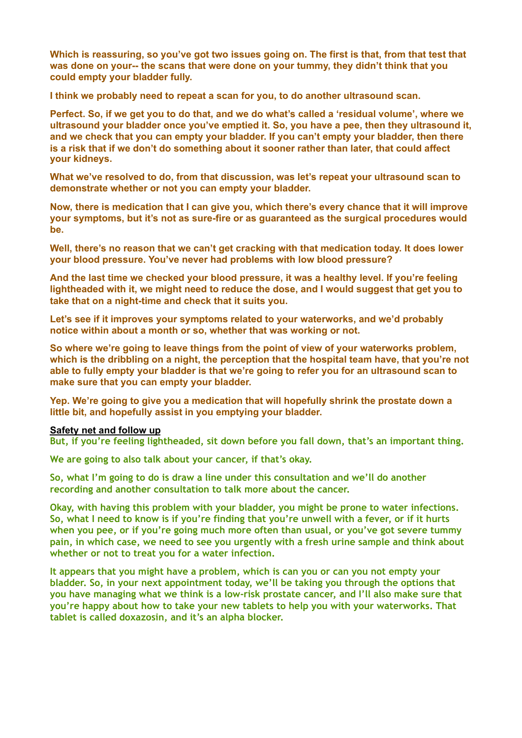**Which is reassuring, so you've got two issues going on. The first is that, from that test that was done on your-- the scans that were done on your tummy, they didn't think that you could empty your bladder fully.**

**I think we probably need to repeat a scan for you, to do another ultrasound scan.**

**Perfect. So, if we get you to do that, and we do what's called a 'residual volume', where we ultrasound your bladder once you've emptied it. So, you have a pee, then they ultrasound it, and we check that you can empty your bladder. If you can't empty your bladder, then there is a risk that if we don't do something about it sooner rather than later, that could affect your kidneys.**

**What we've resolved to do, from that discussion, was let's repeat your ultrasound scan to demonstrate whether or not you can empty your bladder.**

**Now, there is medication that I can give you, which there's every chance that it will improve your symptoms, but it's not as sure-fire or as guaranteed as the surgical procedures would be.**

**Well, there's no reason that we can't get cracking with that medication today. It does lower your blood pressure. You've never had problems with low blood pressure?**

**And the last time we checked your blood pressure, it was a healthy level. If you're feeling lightheaded with it, we might need to reduce the dose, and I would suggest that get you to take that on a night-time and check that it suits you.**

**Let's see if it improves your symptoms related to your waterworks, and we'd probably notice within about a month or so, whether that was working or not.**

**So where we're going to leave things from the point of view of your waterworks problem, which is the dribbling on a night, the perception that the hospital team have, that you're not able to fully empty your bladder is that we're going to refer you for an ultrasound scan to make sure that you can empty your bladder.**

**Yep. We're going to give you a medication that will hopefully shrink the prostate down a little bit, and hopefully assist in you emptying your bladder.**

**Safety net and follow up**

**But, if you're feeling lightheaded, sit down before you fall down, that's an important thing.**

**We are going to also talk about your cancer, if that's okay.**

**So, what I'm going to do is draw a line under this consultation and we'll do another recording and another consultation to talk more about the cancer.**

**Okay, with having this problem with your bladder, you might be prone to water infections. So, what I need to know is if you're finding that you're unwell with a fever, or if it hurts when you pee, or if you're going much more often than usual, or you've got severe tummy pain, in which case, we need to see you urgently with a fresh urine sample and think about whether or not to treat you for a water infection.**

**It appears that you might have a problem, which is can you or can you not empty your bladder. So, in your next appointment today, we'll be taking you through the options that you have managing what we think is a low-risk prostate cancer, and I'll also make sure that you're happy about how to take your new tablets to help you with your waterworks. That tablet is called doxazosin, and it's an alpha blocker.**